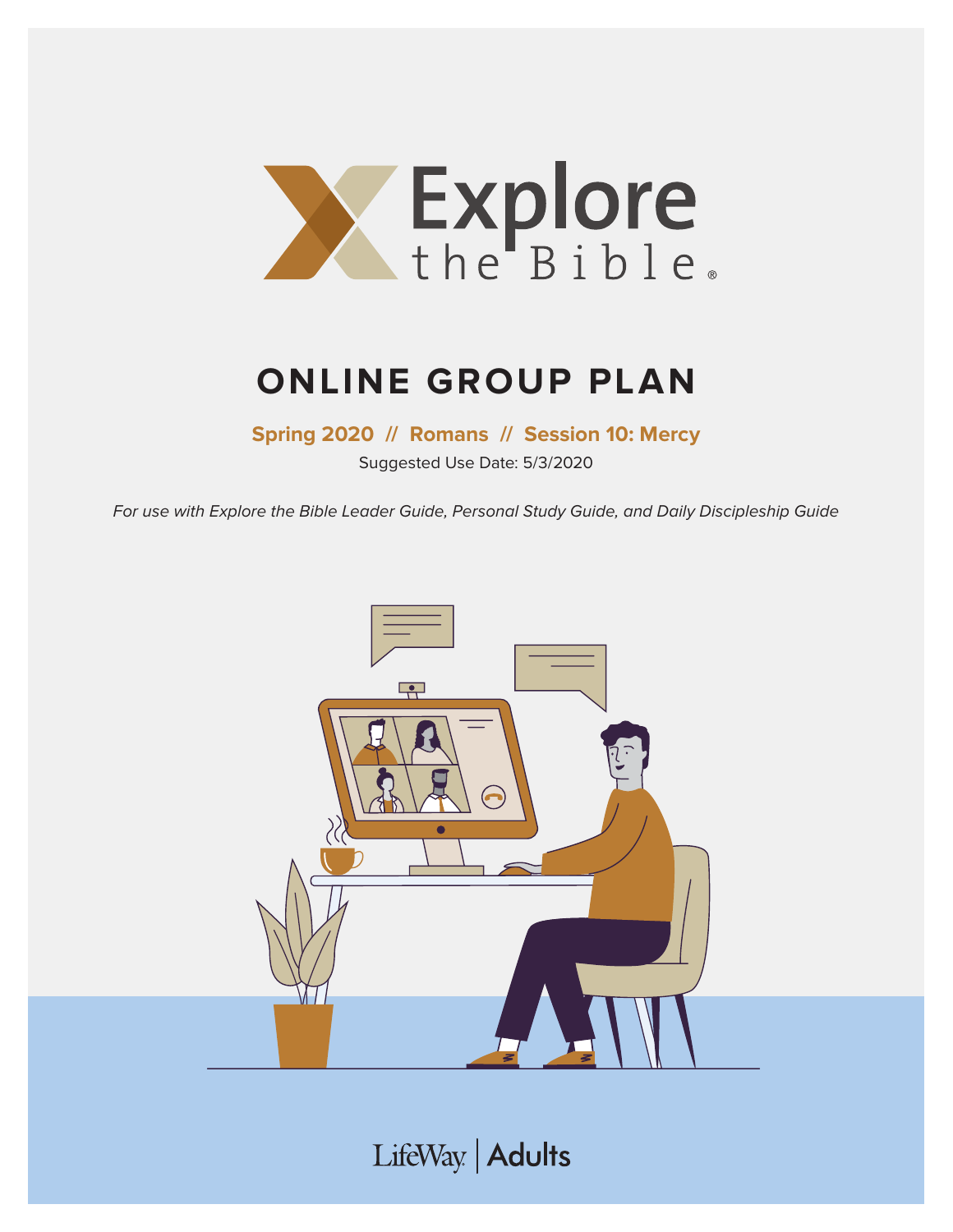# Explore the Bible

## ONLINE GROUP PLAN

**Spring 2020 // Romans // Session 10: Mercy**

Suggested Use Date: 5/3/2020

*For use with Explore the Bible Leader Guide, Personal Study Guide, and Daily Discipleship Guide*

LifeWay | Adults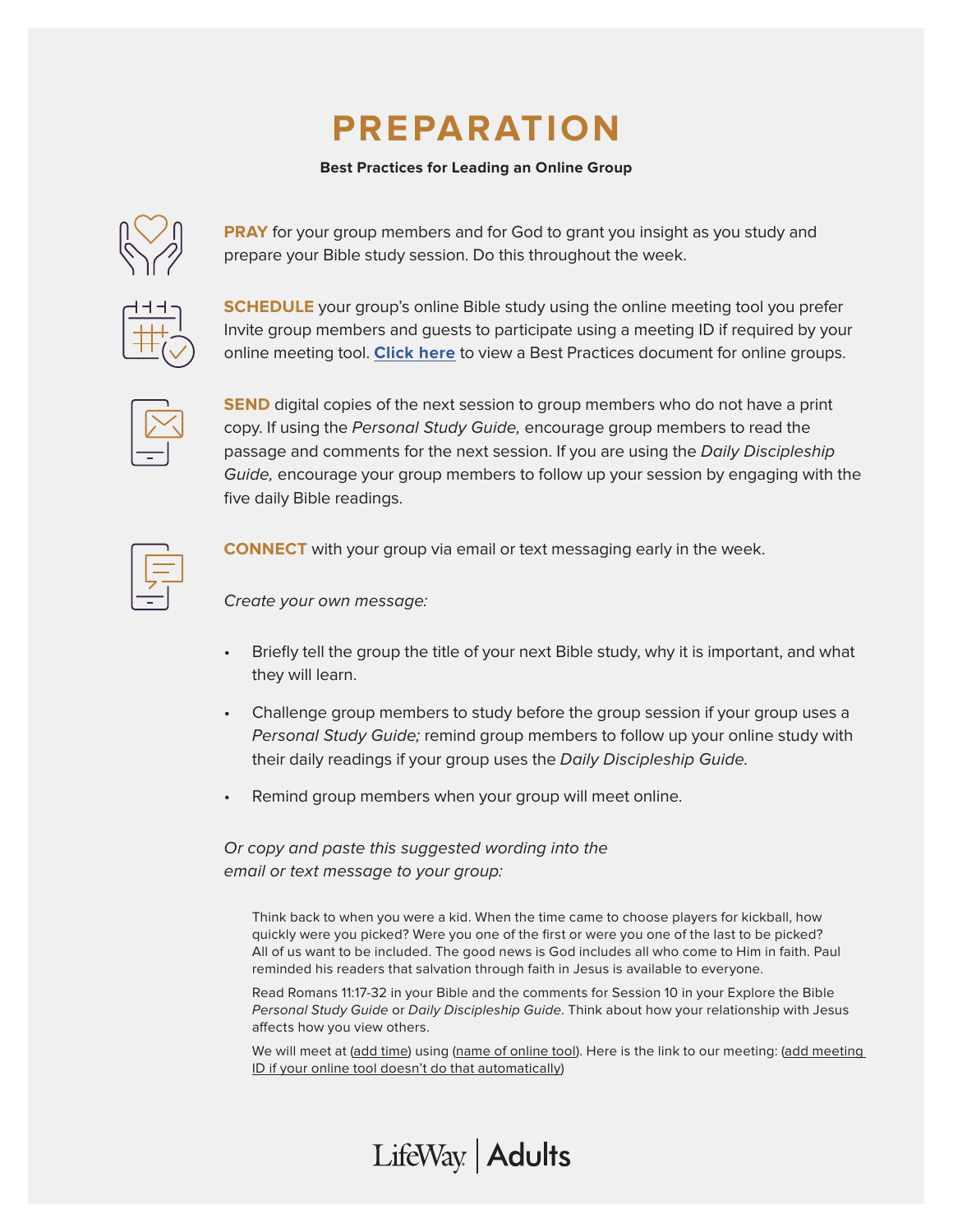# PREPARATION

**Best Practices for Leading an Online Group**

**PRAY** for your group members and for God to grant you insight as you study and prepare your Bible study session. Do this throughout the week.

**SCHEDULE** your group's online Bible study using the online meeting tool you prefer Invite group members and guests to participate using a meeting ID if required by your online meeting tool. **Click here** to view a Best Practices document for online groups.

**SEND** digital copies of the next session to group members who do not have a print copy. If using the *Personal Study Guide,* encourage group members to read the passage and comments for the next session. If you are using the *Daily Discipleship Guide,* encourage your group members to follow up your session by engaging with the five daily Bible readings.

**CONNECT** with your group via email or text messaging early in the week.

*Create your own message:*

- Briefly tell the group the title of your next Bible study, why it is important, and what they will learn.
- Challenge group members to study before the group session if your group uses a *Personal Study Guide;* remind group members to follow up your online study with their daily readings if your group uses the *Daily Discipleship Guide.*
- Remind group members when your group will meet online.

*Or copy and paste this suggested wording into the email or text message to your group:*

> Think back to when you were a kid. When the time came to choose players for kickball, how quickly were you picked? Were you one of the first or were you one of the last to be picked? All of us want to be included. The good news is God includes all who come to Him in faith. Paul reminded his readers that salvation through faith in Jesus is available to everyone.
>
> Read Romans 11:17-32 in your Bible and the comments for Session 10 in your Explore the Bible *Personal Study Guide* or *Daily Discipleship Guide*. Think about how your relationship with Jesus affects how you view others.
>
> We will meet at (add time) using (name of online tool). Here is the link to our meeting: (add meeting ID if your online tool doesn't do that automatically)

LifeWay | Adults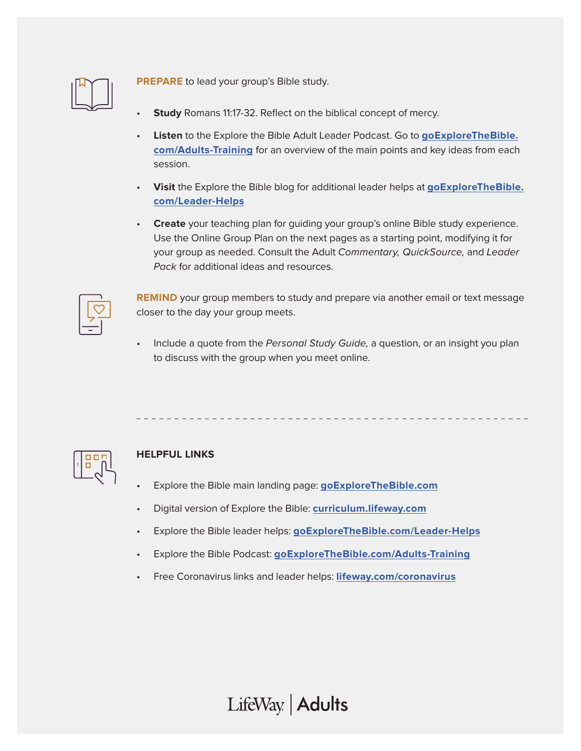**PREPARE** to lead your group's Bible study.

- **Study** Romans 11:17-32. Reflect on the biblical concept of mercy.
- **Listen** to the Explore the Bible Adult Leader Podcast. Go to **goExploreTheBible.com/Adults-Training** for an overview of the main points and key ideas from each session.
- **Visit** the Explore the Bible blog for additional leader helps at **goExploreTheBible.com/Leader-Helps**
- **Create** your teaching plan for guiding your group's online Bible study experience. Use the Online Group Plan on the next pages as a starting point, modifying it for your group as needed. Consult the Adult *Commentary, QuickSource,* and *Leader Pack* for additional ideas and resources.

**REMIND** your group members to study and prepare via another email or text message closer to the day your group meets.

- Include a quote from the *Personal Study Guide,* a question, or an insight you plan to discuss with the group when you meet online.

---

**HELPFUL LINKS**

- Explore the Bible main landing page: **goExploreTheBible.com**
- Digital version of Explore the Bible: **curriculum.lifeway.com**
- Explore the Bible leader helps: **goExploreTheBible.com/Leader-Helps**
- Explore the Bible Podcast: **goExploreTheBible.com/Adults-Training**
- Free Coronavirus links and leader helps: **lifeway.com/coronavirus**

LifeWay | Adults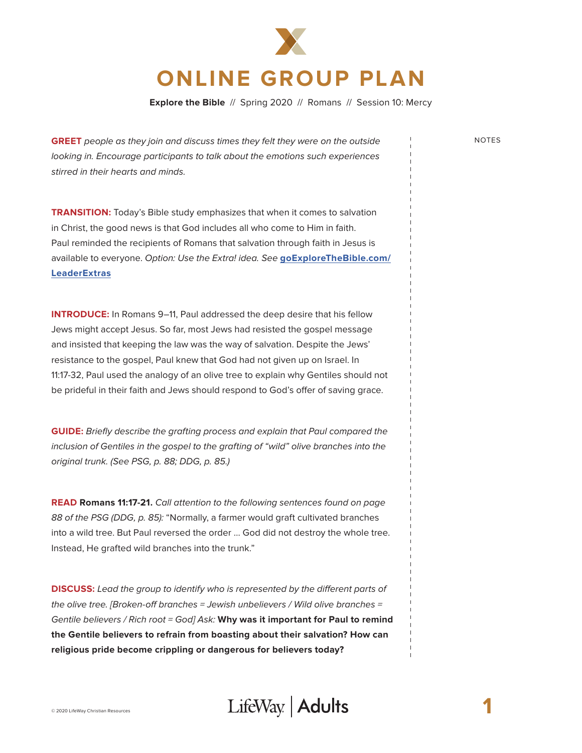# ONLINE GROUP PLAN

**Explore the Bible** // Spring 2020 // Romans // Session 10: Mercy

NOTES

**GREET** *people as they join and discuss times they felt they were on the outside looking in. Encourage participants to talk about the emotions such experiences stirred in their hearts and minds.*

**TRANSITION:** Today's Bible study emphasizes that when it comes to salvation in Christ, the good news is that God includes all who come to Him in faith. Paul reminded the recipients of Romans that salvation through faith in Jesus is available to everyone. *Option: Use the Extra! idea. See* **goExploreTheBible.com/LeaderExtras**

**INTRODUCE:** In Romans 9–11, Paul addressed the deep desire that his fellow Jews might accept Jesus. So far, most Jews had resisted the gospel message and insisted that keeping the law was the way of salvation. Despite the Jews' resistance to the gospel, Paul knew that God had not given up on Israel. In 11:17-32, Paul used the analogy of an olive tree to explain why Gentiles should not be prideful in their faith and Jews should respond to God's offer of saving grace.

**GUIDE:** *Briefly describe the grafting process and explain that Paul compared the inclusion of Gentiles in the gospel to the grafting of "wild" olive branches into the original trunk. (See PSG, p. 88; DDG, p. 85.)*

**READ Romans 11:17-21.** *Call attention to the following sentences found on page 88 of the PSG (DDG, p. 85):* "Normally, a farmer would graft cultivated branches into a wild tree. But Paul reversed the order … God did not destroy the whole tree. Instead, He grafted wild branches into the trunk."

**DISCUSS:** *Lead the group to identify who is represented by the different parts of the olive tree. [Broken-off branches = Jewish unbelievers / Wild olive branches = Gentile believers / Rich root = God] Ask:* **Why was it important for Paul to remind the Gentile believers to refrain from boasting about their salvation? How can religious pride become crippling or dangerous for believers today?**

© 2020 LifeWay Christian Resources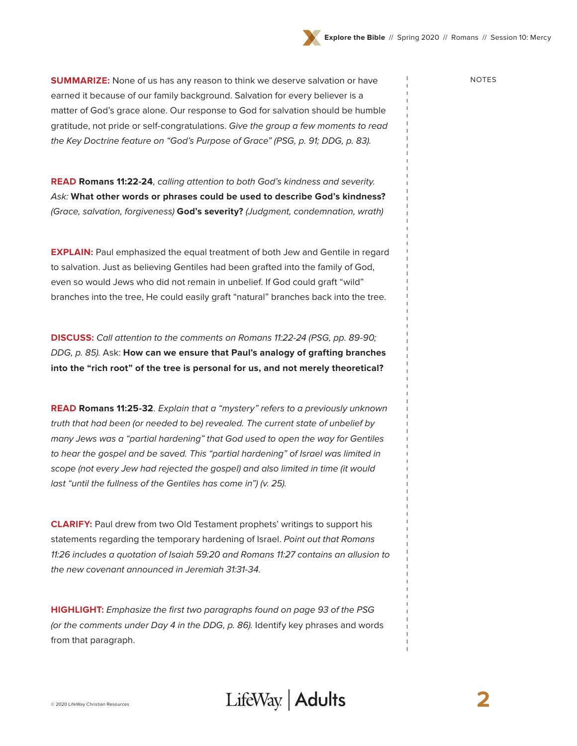**SUMMARIZE:** None of us has any reason to think we deserve salvation or have earned it because of our family background. Salvation for every believer is a matter of God's grace alone. Our response to God for salvation should be humble gratitude, not pride or self-congratulations. *Give the group a few moments to read the Key Doctrine feature on "God's Purpose of Grace" (PSG, p. 91; DDG, p. 83).*

**READ Romans 11:22-24**, *calling attention to both God's kindness and severity. Ask:* **What other words or phrases could be used to describe God's kindness?** *(Grace, salvation, forgiveness)* **God's severity?** *(Judgment, condemnation, wrath)*

**EXPLAIN:** Paul emphasized the equal treatment of both Jew and Gentile in regard to salvation. Just as believing Gentiles had been grafted into the family of God, even so would Jews who did not remain in unbelief. If God could graft "wild" branches into the tree, He could easily graft "natural" branches back into the tree.

**DISCUSS:** *Call attention to the comments on Romans 11:22-24 (PSG, pp. 89-90; DDG, p. 85).* Ask: **How can we ensure that Paul's analogy of grafting branches into the "rich root" of the tree is personal for us, and not merely theoretical?**

**READ Romans 11:25-32**. *Explain that a "mystery" refers to a previously unknown truth that had been (or needed to be) revealed. The current state of unbelief by many Jews was a "partial hardening" that God used to open the way for Gentiles to hear the gospel and be saved. This "partial hardening" of Israel was limited in scope (not every Jew had rejected the gospel) and also limited in time (it would last "until the fullness of the Gentiles has come in") (v. 25).*

**CLARIFY:** Paul drew from two Old Testament prophets' writings to support his statements regarding the temporary hardening of Israel. *Point out that Romans 11:26 includes a quotation of Isaiah 59:20 and Romans 11:27 contains an allusion to the new covenant announced in Jeremiah 31:31-34.*

**HIGHLIGHT:** *Emphasize the first two paragraphs found on page 93 of the PSG (or the comments under Day 4 in the DDG, p. 86).* Identify key phrases and words from that paragraph.

NOTES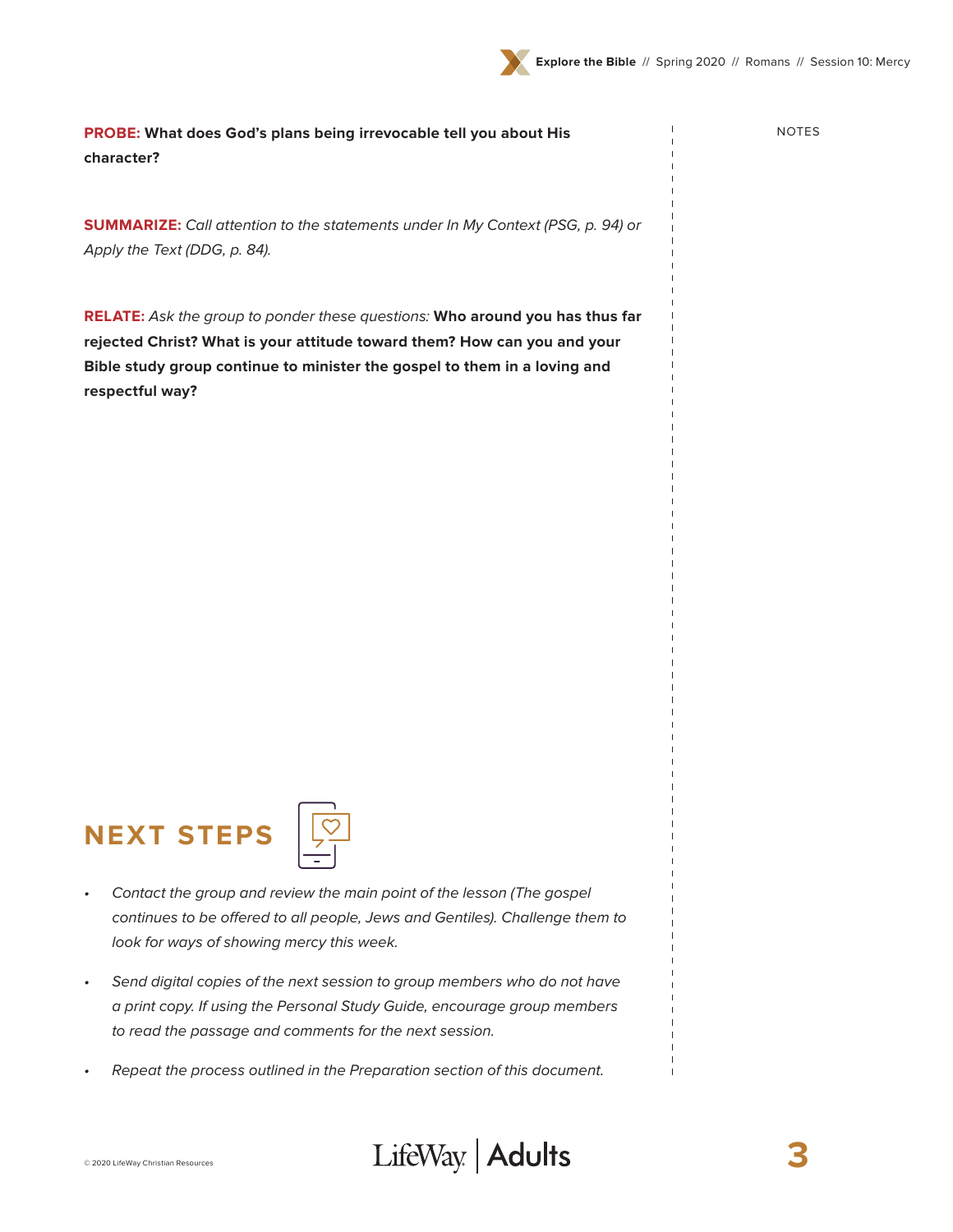**PROBE:** **What does God's plans being irrevocable tell you about His character?**

**SUMMARIZE:** *Call attention to the statements under In My Context (PSG, p. 94) or Apply the Text (DDG, p. 84).*

**RELATE:** *Ask the group to ponder these questions:* **Who around you has thus far rejected Christ? What is your attitude toward them? How can you and your Bible study group continue to minister the gospel to them in a loving and respectful way?**

NOTES

## NEXT STEPS

- *Contact the group and review the main point of the lesson (The gospel continues to be offered to all people, Jews and Gentiles). Challenge them to look for ways of showing mercy this week.*
- *Send digital copies of the next session to group members who do not have a print copy. If using the Personal Study Guide, encourage group members to read the passage and comments for the next session.*
- *Repeat the process outlined in the Preparation section of this document.*

© 2020 LifeWay Christian Resources